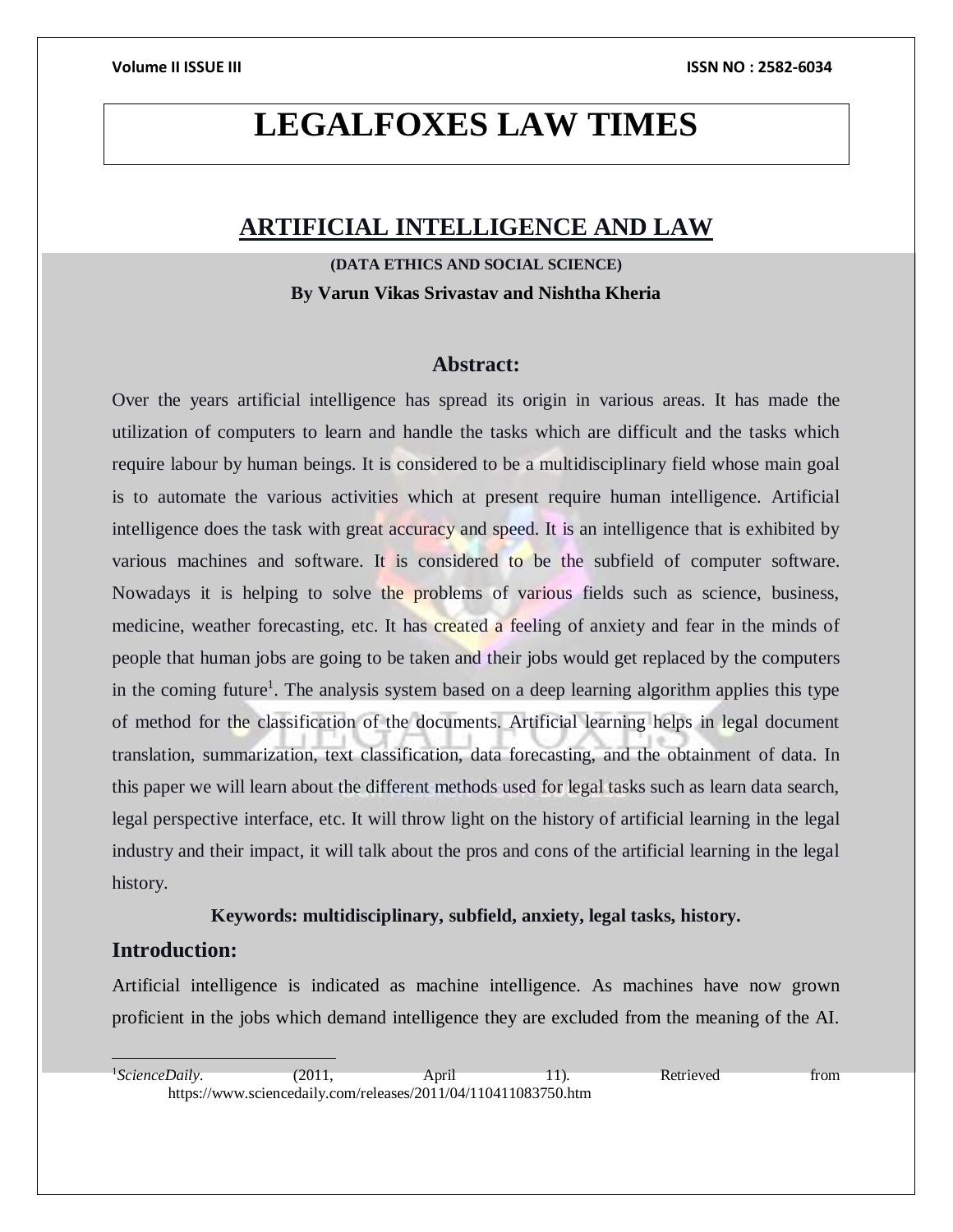# LEGALFOXES LAW TIMES

## ARTIFICIAL INTELLIGENCE AND LAW

**(DATA ETHICS AND SOCIAL SCIENCE)**

**By Varun Vikas Srivastav and Nishtha Kheria**

### Abstract:

Over the years artificial intelligence has spread its origin in various areas. It has made the utilization of computers to learn and handle the tasks which are difficult and the tasks which require labour by human beings. It is considered to be a multidisciplinary field whose main goal is to automate the various activities which at present require human intelligence. Artificial intelligence does the task with great accuracy and speed. It is an intelligence that is exhibited by various machines and software. It is considered to be the subfield of computer software. Nowadays it is helping to solve the problems of various fields such as science, business, medicine, weather forecasting, etc. It has created a feeling of anxiety and fear in the minds of people that human jobs are going to be taken and their jobs would get replaced by the computers in the coming future[1]. The analysis system based on a deep learning algorithm applies this type of method for the classification of the documents. Artificial learning helps in legal document translation, summarization, text classification, data forecasting, and the obtainment of data. In this paper we will learn about the different methods used for legal tasks such as learn data search, legal perspective interface, etc. It will throw light on the history of artificial learning in the legal industry and their impact, it will talk about the pros and cons of the artificial learning in the legal history.

**Keywords: multidisciplinary, subfield, anxiety, legal tasks, history.**

### Introduction:

Artificial intelligence is indicated as machine intelligence. As machines have now grown proficient in the jobs which demand intelligence they are excluded from the meaning of the AI.

---

[1] *ScienceDaily*. (2011, April 11). Retrieved from https://www.sciencedaily.com/releases/2011/04/110411083750.htm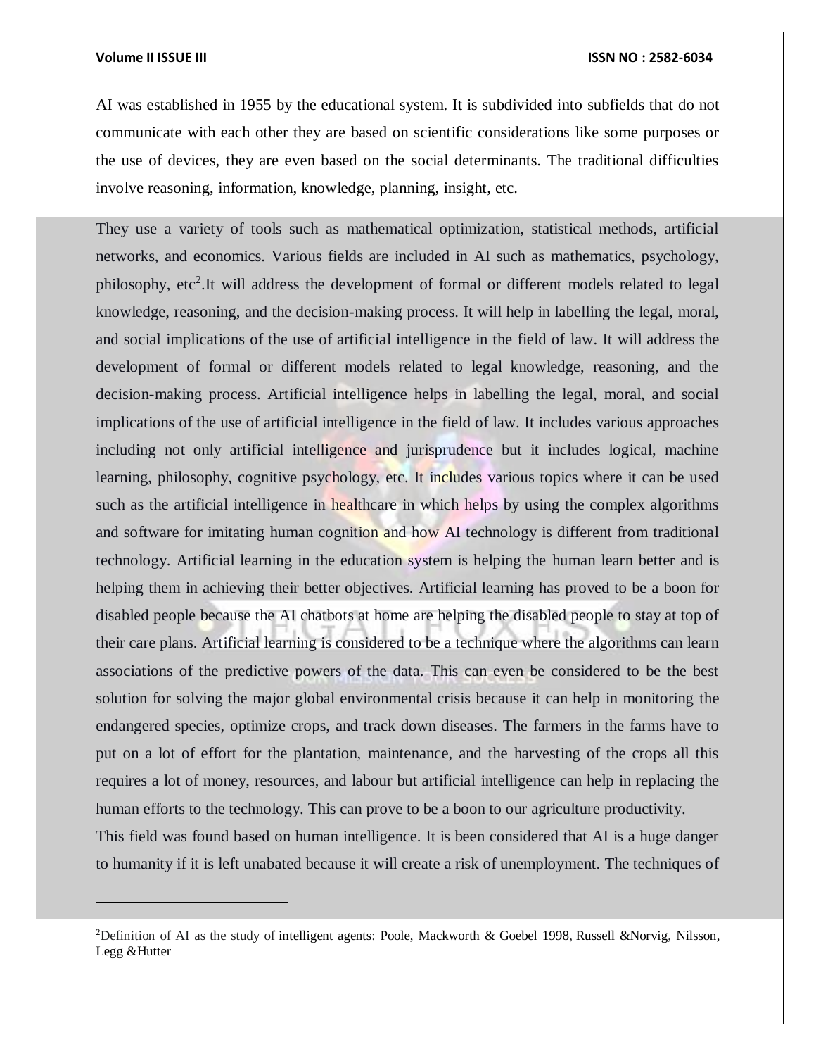AI was established in 1955 by the educational system. It is subdivided into subfields that do not communicate with each other they are based on scientific considerations like some purposes or the use of devices, they are even based on the social determinants. The traditional difficulties involve reasoning, information, knowledge, planning, insight, etc.

They use a variety of tools such as mathematical optimization, statistical methods, artificial networks, and economics. Various fields are included in AI such as mathematics, psychology, philosophy, etc[2].It will address the development of formal or different models related to legal knowledge, reasoning, and the decision-making process. It will help in labelling the legal, moral, and social implications of the use of artificial intelligence in the field of law. It will address the development of formal or different models related to legal knowledge, reasoning, and the decision-making process. Artificial intelligence helps in labelling the legal, moral, and social implications of the use of artificial intelligence in the field of law. It includes various approaches including not only artificial intelligence and jurisprudence but it includes logical, machine learning, philosophy, cognitive psychology, etc. It includes various topics where it can be used such as the artificial intelligence in healthcare in which helps by using the complex algorithms and software for imitating human cognition and how AI technology is different from traditional technology. Artificial learning in the education system is helping the human learn better and is helping them in achieving their better objectives. Artificial learning has proved to be a boon for disabled people because the AI chatbots at home are helping the disabled people to stay at top of their care plans. Artificial learning is considered to be a technique where the algorithms can learn associations of the predictive powers of the data. This can even be considered to be the best solution for solving the major global environmental crisis because it can help in monitoring the endangered species, optimize crops, and track down diseases. The farmers in the farms have to put on a lot of effort for the plantation, maintenance, and the harvesting of the crops all this requires a lot of money, resources, and labour but artificial intelligence can help in replacing the human efforts to the technology. This can prove to be a boon to our agriculture productivity.

This field was found based on human intelligence. It is been considered that AI is a huge danger to humanity if it is left unabated because it will create a risk of unemployment. The techniques of

---

[2]Definition of AI as the study of intelligent agents: Poole, Mackworth & Goebel 1998, Russell &Norvig, Nilsson, Legg &Hutter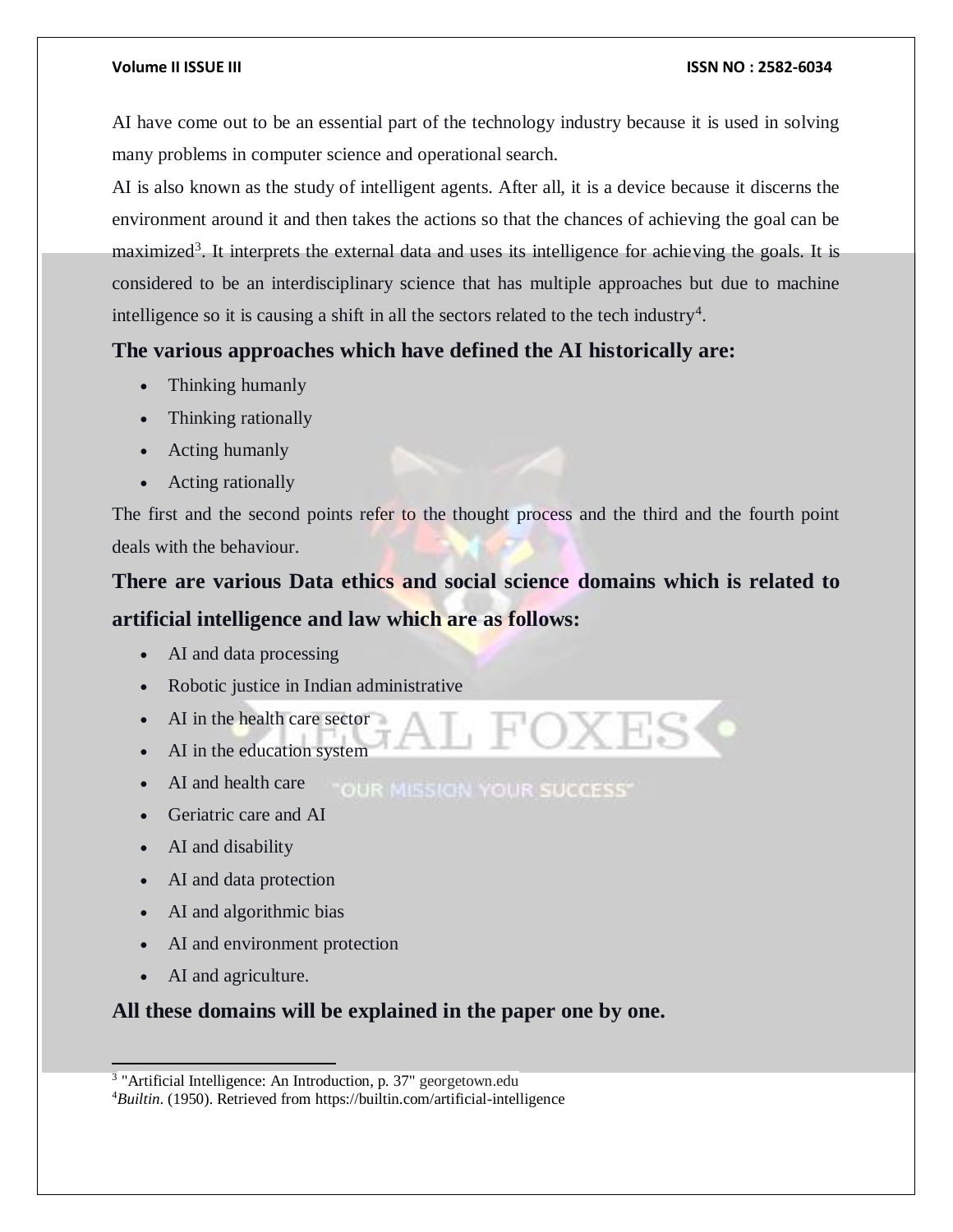AI have come out to be an essential part of the technology industry because it is used in solving many problems in computer science and operational search.

AI is also known as the study of intelligent agents. After all, it is a device because it discerns the environment around it and then takes the actions so that the chances of achieving the goal can be maximized[3]. It interprets the external data and uses its intelligence for achieving the goals. It is considered to be an interdisciplinary science that has multiple approaches but due to machine intelligence so it is causing a shift in all the sectors related to the tech industry[4].

### The various approaches which have defined the AI historically are:

- Thinking humanly
- Thinking rationally
- Acting humanly
- Acting rationally

The first and the second points refer to the thought process and the third and the fourth point deals with the behaviour.

### There are various Data ethics and social science domains which is related to artificial intelligence and law which are as follows:

- AI and data processing
- Robotic justice in Indian administrative
- AI in the health care sector
- AI in the education system
- AI and health care
- Geriatric care and AI
- AI and disability
- AI and data protection
- AI and algorithmic bias
- AI and environment protection
- AI and agriculture.

### All these domains will be explained in the paper one by one.

---

[3] "Artificial Intelligence: An Introduction, p. 37" georgetown.edu

[4] *Builtin*. (1950). Retrieved from https://builtin.com/artificial-intelligence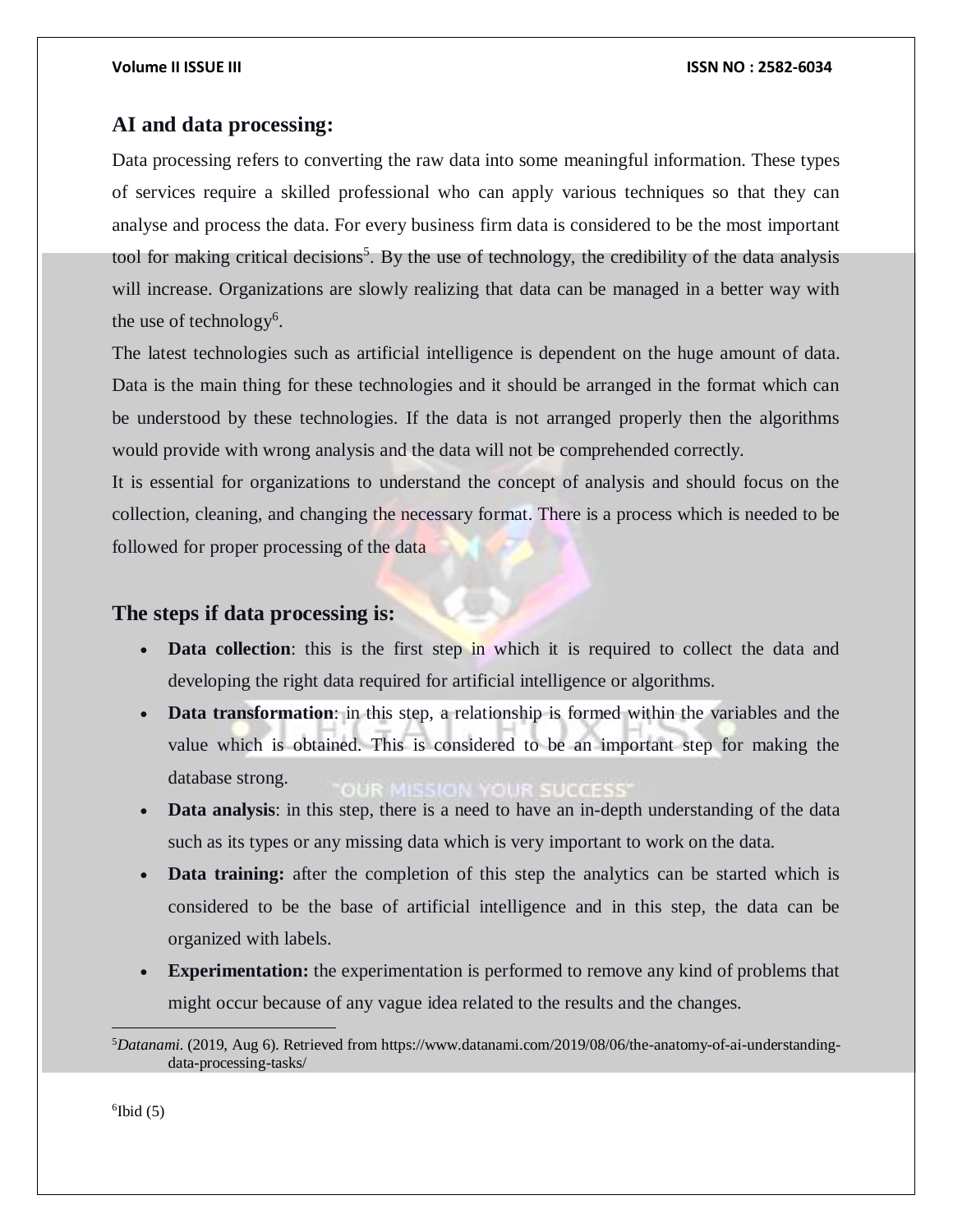## AI and data processing:

Data processing refers to converting the raw data into some meaningful information. These types of services require a skilled professional who can apply various techniques so that they can analyse and process the data. For every business firm data is considered to be the most important tool for making critical decisions[5]. By the use of technology, the credibility of the data analysis will increase. Organizations are slowly realizing that data can be managed in a better way with the use of technology[6].

The latest technologies such as artificial intelligence is dependent on the huge amount of data. Data is the main thing for these technologies and it should be arranged in the format which can be understood by these technologies. If the data is not arranged properly then the algorithms would provide with wrong analysis and the data will not be comprehended correctly.

It is essential for organizations to understand the concept of analysis and should focus on the collection, cleaning, and changing the necessary format. There is a process which is needed to be followed for proper processing of the data

## The steps if data processing is:

- **Data collection**: this is the first step in which it is required to collect the data and developing the right data required for artificial intelligence or algorithms.
- **Data transformation**: in this step, a relationship is formed within the variables and the value which is obtained. This is considered to be an important step for making the database strong.
- **Data analysis**: in this step, there is a need to have an in-depth understanding of the data such as its types or any missing data which is very important to work on the data.
- **Data training:** after the completion of this step the analytics can be started which is considered to be the base of artificial intelligence and in this step, the data can be organized with labels.
- **Experimentation:** the experimentation is performed to remove any kind of problems that might occur because of any vague idea related to the results and the changes.

---

[5] *Datanami*. (2019, Aug 6). Retrieved from https://www.datanami.com/2019/08/06/the-anatomy-of-ai-understanding-data-processing-tasks/

[6] Ibid (5)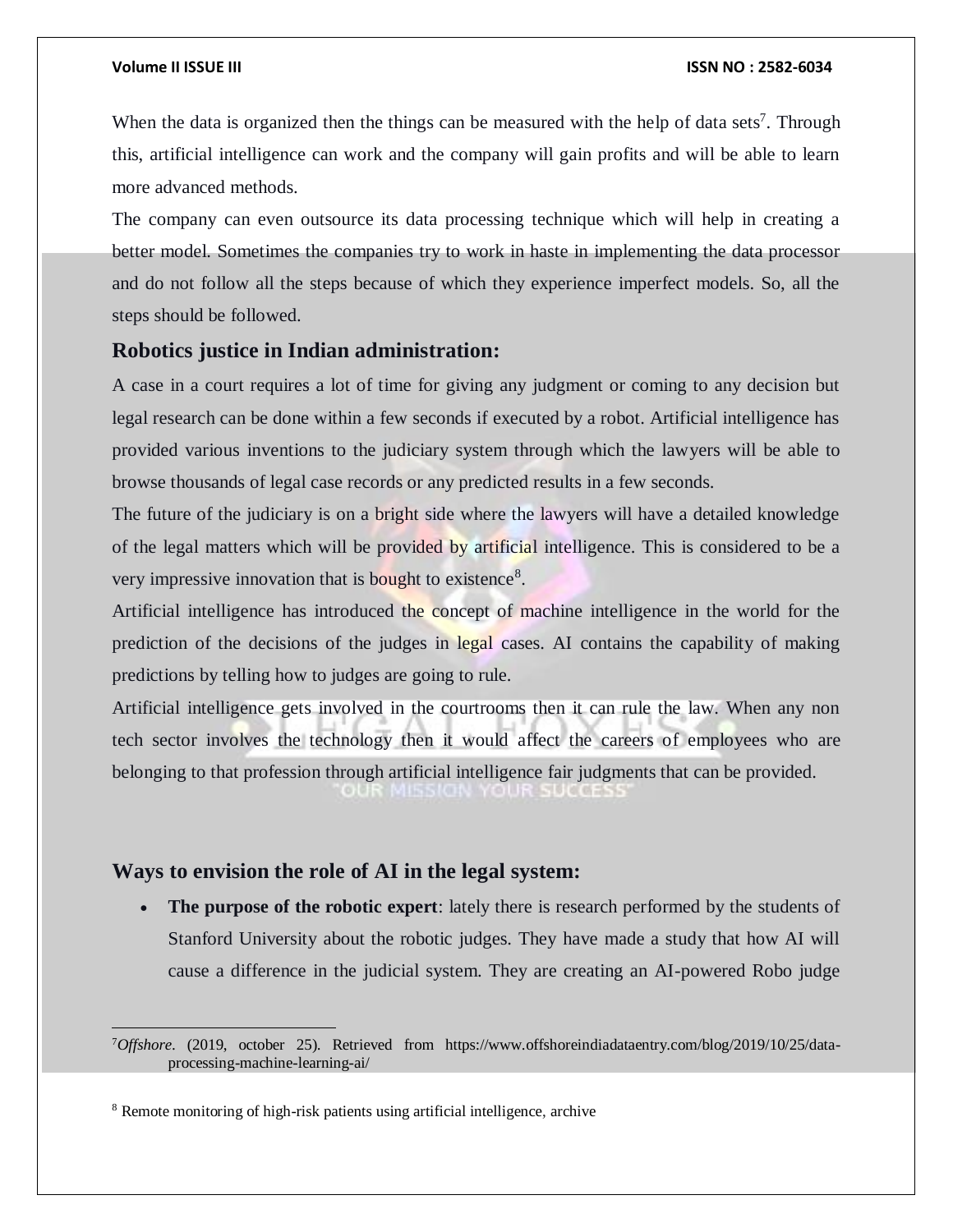When the data is organized then the things can be measured with the help of data sets[7]. Through this, artificial intelligence can work and the company will gain profits and will be able to learn more advanced methods.

The company can even outsource its data processing technique which will help in creating a better model. Sometimes the companies try to work in haste in implementing the data processor and do not follow all the steps because of which they experience imperfect models. So, all the steps should be followed.

## Robotics justice in Indian administration:

A case in a court requires a lot of time for giving any judgment or coming to any decision but legal research can be done within a few seconds if executed by a robot. Artificial intelligence has provided various inventions to the judiciary system through which the lawyers will be able to browse thousands of legal case records or any predicted results in a few seconds.

The future of the judiciary is on a bright side where the lawyers will have a detailed knowledge of the legal matters which will be provided by artificial intelligence. This is considered to be a very impressive innovation that is bought to existence[8].

Artificial intelligence has introduced the concept of machine intelligence in the world for the prediction of the decisions of the judges in legal cases. AI contains the capability of making predictions by telling how to judges are going to rule.

Artificial intelligence gets involved in the courtrooms then it can rule the law. When any non tech sector involves the technology then it would affect the careers of employees who are belonging to that profession through artificial intelligence fair judgments that can be provided.

## Ways to envision the role of AI in the legal system:

- **The purpose of the robotic expert**: lately there is research performed by the students of Stanford University about the robotic judges. They have made a study that how AI will cause a difference in the judicial system. They are creating an AI-powered Robo judge

---

[7] *Offshore*. (2019, october 25). Retrieved from https://www.offshoreindiadataentry.com/blog/2019/10/25/data-processing-machine-learning-ai/

[8] Remote monitoring of high-risk patients using artificial intelligence, archive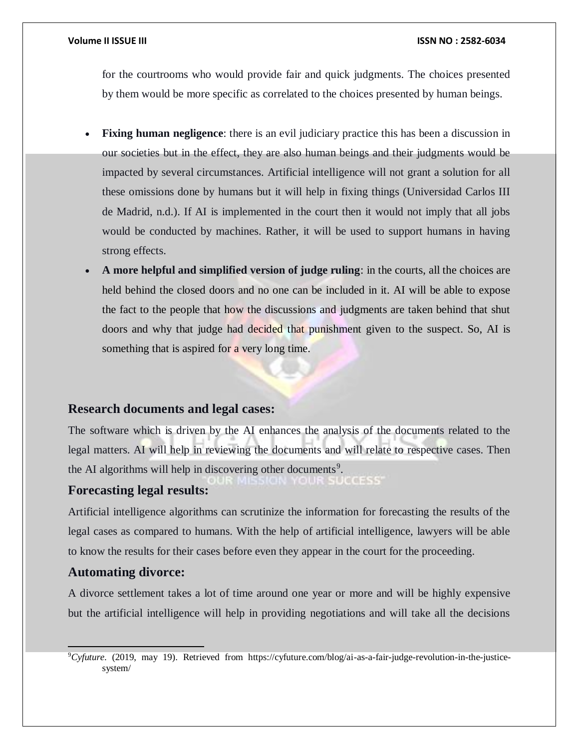for the courtrooms who would provide fair and quick judgments. The choices presented by them would be more specific as correlated to the choices presented by human beings.

- **Fixing human negligence**: there is an evil judiciary practice this has been a discussion in our societies but in the effect, they are also human beings and their judgments would be impacted by several circumstances. Artificial intelligence will not grant a solution for all these omissions done by humans but it will help in fixing things (Universidad Carlos III de Madrid, n.d.). If AI is implemented in the court then it would not imply that all jobs would be conducted by machines. Rather, it will be used to support humans in having strong effects.
- **A more helpful and simplified version of judge ruling**: in the courts, all the choices are held behind the closed doors and no one can be included in it. AI will be able to expose the fact to the people that how the discussions and judgments are taken behind that shut doors and why that judge had decided that punishment given to the suspect. So, AI is something that is aspired for a very long time.

### Research documents and legal cases:

The software which is driven by the AI enhances the analysis of the documents related to the legal matters. AI will help in reviewing the documents and will relate to respective cases. Then the AI algorithms will help in discovering other documents[9].

### Forecasting legal results:

Artificial intelligence algorithms can scrutinize the information for forecasting the results of the legal cases as compared to humans. With the help of artificial intelligence, lawyers will be able to know the results for their cases before even they appear in the court for the proceeding.

### Automating divorce:

A divorce settlement takes a lot of time around one year or more and will be highly expensive but the artificial intelligence will help in providing negotiations and will take all the decisions

---

[9] *Cyfuture*. (2019, may 19). Retrieved from https://cyfuture.com/blog/ai-as-a-fair-judge-revolution-in-the-justice-system/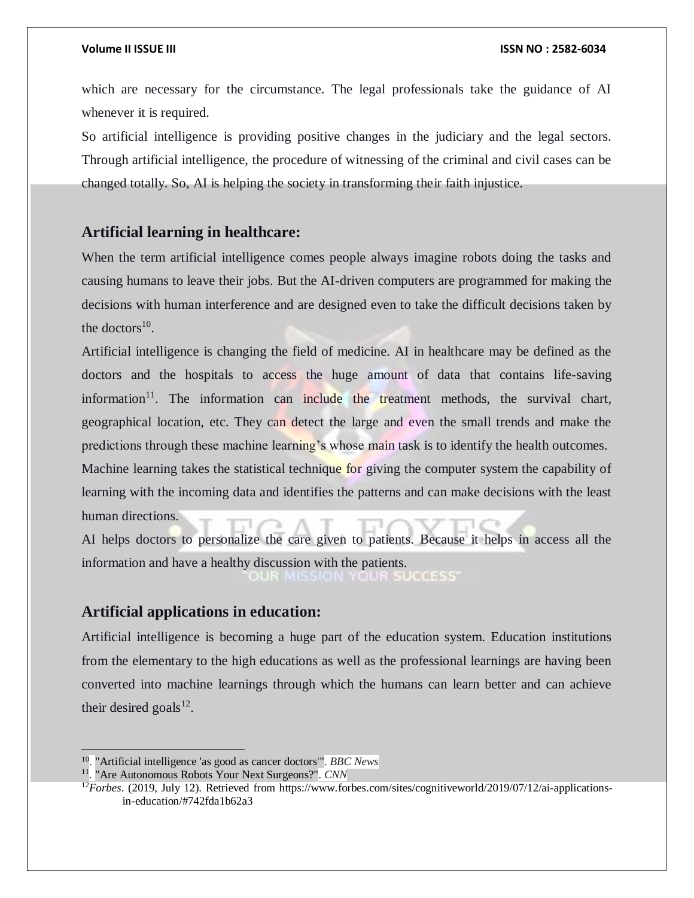which are necessary for the circumstance. The legal professionals take the guidance of AI whenever it is required.

So artificial intelligence is providing positive changes in the judiciary and the legal sectors. Through artificial intelligence, the procedure of witnessing of the criminal and civil cases can be changed totally. So, AI is helping the society in transforming their faith injustice.

## Artificial learning in healthcare:

When the term artificial intelligence comes people always imagine robots doing the tasks and causing humans to leave their jobs. But the AI-driven computers are programmed for making the decisions with human interference and are designed even to take the difficult decisions taken by the doctors[10].

Artificial intelligence is changing the field of medicine. AI in healthcare may be defined as the doctors and the hospitals to access the huge amount of data that contains life-saving information[11]. The information can include the treatment methods, the survival chart, geographical location, etc. They can detect the large and even the small trends and make the predictions through these machine learning's whose main task is to identify the health outcomes.

Machine learning takes the statistical technique for giving the computer system the capability of learning with the incoming data and identifies the patterns and can make decisions with the least human directions.

AI helps doctors to personalize the care given to patients. Because it helps in access all the information and have a healthy discussion with the patients.

## Artificial applications in education:

Artificial intelligence is becoming a huge part of the education system. Education institutions from the elementary to the high educations as well as the professional learnings are having been converted into machine learnings through which the humans can learn better and can achieve their desired goals[12].

---

[10]. "Artificial intelligence 'as good as cancer doctors'". *BBC News*

[11]. "Are Autonomous Robots Your Next Surgeons?". *CNN*

[12]*Forbes*. (2019, July 12). Retrieved from https://www.forbes.com/sites/cognitiveworld/2019/07/12/ai-applications-in-education/#742fda1b62a3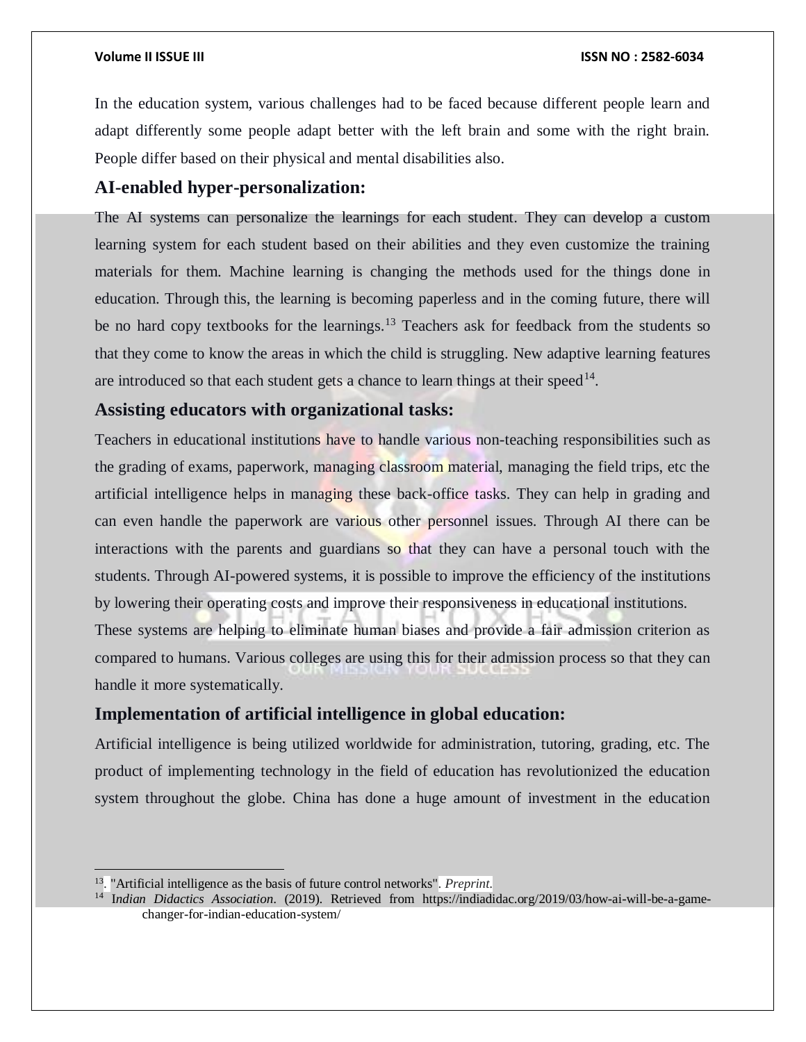In the education system, various challenges had to be faced because different people learn and adapt differently some people adapt better with the left brain and some with the right brain. People differ based on their physical and mental disabilities also.

## AI-enabled hyper-personalization:

The AI systems can personalize the learnings for each student. They can develop a custom learning system for each student based on their abilities and they even customize the training materials for them. Machine learning is changing the methods used for the things done in education. Through this, the learning is becoming paperless and in the coming future, there will be no hard copy textbooks for the learnings.[13] Teachers ask for feedback from the students so that they come to know the areas in which the child is struggling. New adaptive learning features are introduced so that each student gets a chance to learn things at their speed[14].

## Assisting educators with organizational tasks:

Teachers in educational institutions have to handle various non-teaching responsibilities such as the grading of exams, paperwork, managing classroom material, managing the field trips, etc the artificial intelligence helps in managing these back-office tasks. They can help in grading and can even handle the paperwork are various other personnel issues. Through AI there can be interactions with the parents and guardians so that they can have a personal touch with the students. Through AI-powered systems, it is possible to improve the efficiency of the institutions by lowering their operating costs and improve their responsiveness in educational institutions.

These systems are helping to eliminate human biases and provide a fair admission criterion as compared to humans. Various colleges are using this for their admission process so that they can handle it more systematically.

## Implementation of artificial intelligence in global education:

Artificial intelligence is being utilized worldwide for administration, tutoring, grading, etc. The product of implementing technology in the field of education has revolutionized the education system throughout the globe. China has done a huge amount of investment in the education

---

[13]. "Artificial intelligence as the basis of future control networks". *Preprint.*

[14] *Indian Didactics Association*. (2019). Retrieved from https://indiadidac.org/2019/03/how-ai-will-be-a-game-changer-for-indian-education-system/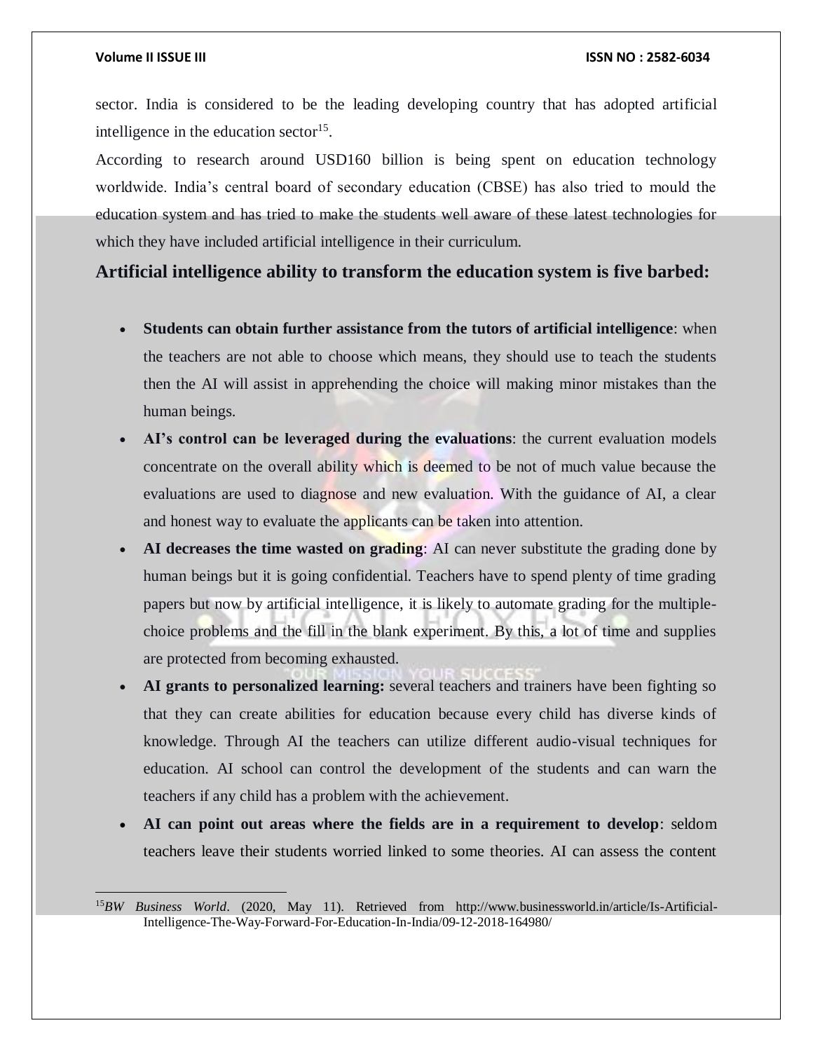sector. India is considered to be the leading developing country that has adopted artificial intelligence in the education sector[15].

According to research around USD160 billion is being spent on education technology worldwide. India's central board of secondary education (CBSE) has also tried to mould the education system and has tried to make the students well aware of these latest technologies for which they have included artificial intelligence in their curriculum.

### Artificial intelligence ability to transform the education system is five barbed:

- **Students can obtain further assistance from the tutors of artificial intelligence**: when the teachers are not able to choose which means, they should use to teach the students then the AI will assist in apprehending the choice will making minor mistakes than the human beings.
- **AI's control can be leveraged during the evaluations**: the current evaluation models concentrate on the overall ability which is deemed to be not of much value because the evaluations are used to diagnose and new evaluation. With the guidance of AI, a clear and honest way to evaluate the applicants can be taken into attention.
- **AI decreases the time wasted on grading**: AI can never substitute the grading done by human beings but it is going confidential. Teachers have to spend plenty of time grading papers but now by artificial intelligence, it is likely to automate grading for the multiple-choice problems and the fill in the blank experiment. By this, a lot of time and supplies are protected from becoming exhausted.
- **AI grants to personalized learning:** several teachers and trainers have been fighting so that they can create abilities for education because every child has diverse kinds of knowledge. Through AI the teachers can utilize different audio-visual techniques for education. AI school can control the development of the students and can warn the teachers if any child has a problem with the achievement.
- **AI can point out areas where the fields are in a requirement to develop**: seldom teachers leave their students worried linked to some theories. AI can assess the content

---

[15] *BW Business World*. (2020, May 11). Retrieved from http://www.businessworld.in/article/Is-Artificial-Intelligence-The-Way-Forward-For-Education-In-India/09-12-2018-164980/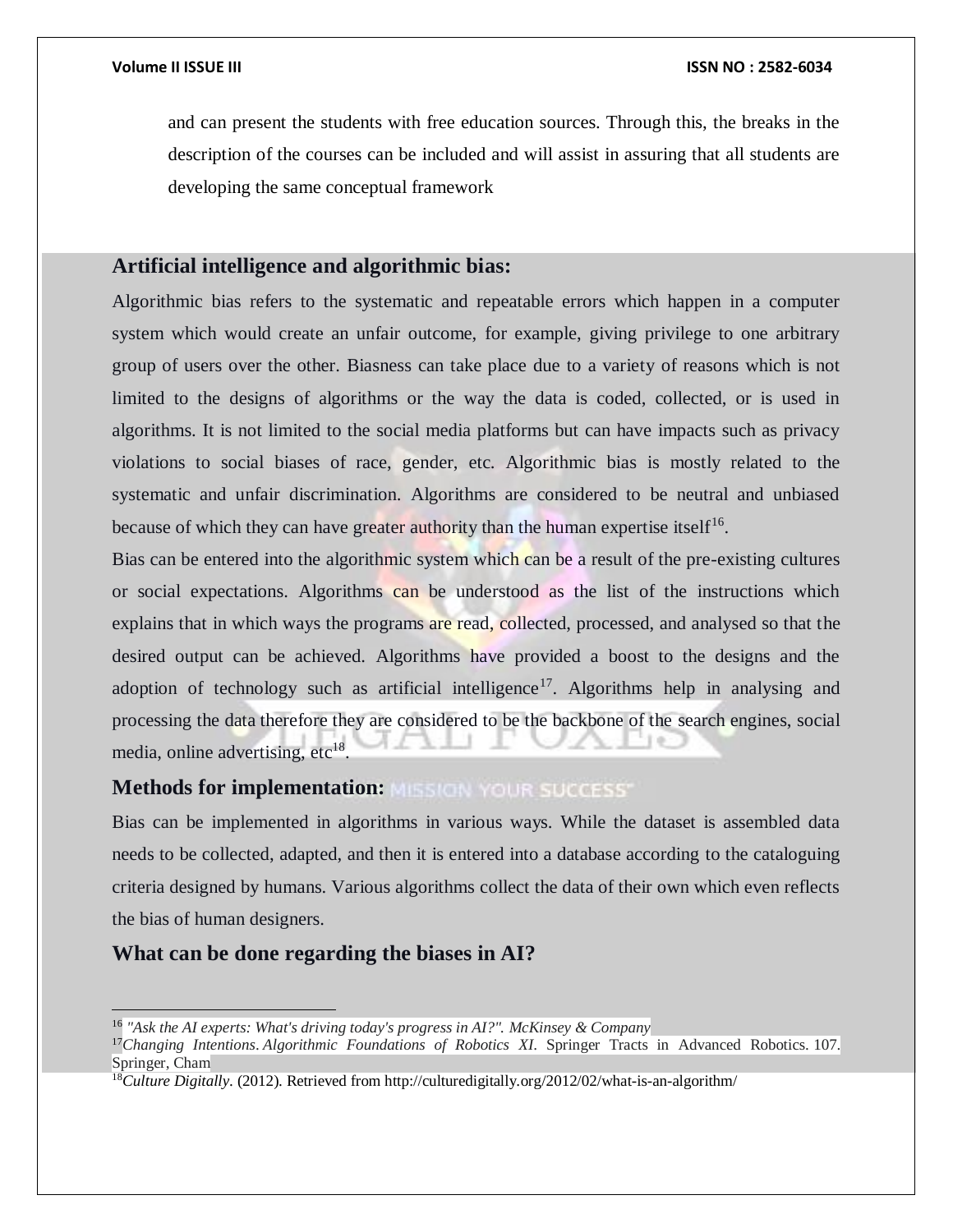and can present the students with free education sources. Through this, the breaks in the description of the courses can be included and will assist in assuring that all students are developing the same conceptual framework

## Artificial intelligence and algorithmic bias:

Algorithmic bias refers to the systematic and repeatable errors which happen in a computer system which would create an unfair outcome, for example, giving privilege to one arbitrary group of users over the other. Biasness can take place due to a variety of reasons which is not limited to the designs of algorithms or the way the data is coded, collected, or is used in algorithms. It is not limited to the social media platforms but can have impacts such as privacy violations to social biases of race, gender, etc. Algorithmic bias is mostly related to the systematic and unfair discrimination. Algorithms are considered to be neutral and unbiased because of which they can have greater authority than the human expertise itself[16].

Bias can be entered into the algorithmic system which can be a result of the pre-existing cultures or social expectations. Algorithms can be understood as the list of the instructions which explains that in which ways the programs are read, collected, processed, and analysed so that the desired output can be achieved. Algorithms have provided a boost to the designs and the adoption of technology such as artificial intelligence[17]. Algorithms help in analysing and processing the data therefore they are considered to be the backbone of the search engines, social media, online advertising, etc[18].

## Methods for implementation:

Bias can be implemented in algorithms in various ways. While the dataset is assembled data needs to be collected, adapted, and then it is entered into a database according to the cataloguing criteria designed by humans. Various algorithms collect the data of their own which even reflects the bias of human designers.

## What can be done regarding the biases in AI?

---

[16] *"Ask the AI experts: What's driving today's progress in AI?". McKinsey & Company*

[17] *Changing Intentions. Algorithmic Foundations of Robotics XI*. Springer Tracts in Advanced Robotics. 107. Springer, Cham

[18] *Culture Digitally*. (2012). Retrieved from http://culturedigitally.org/2012/02/what-is-an-algorithm/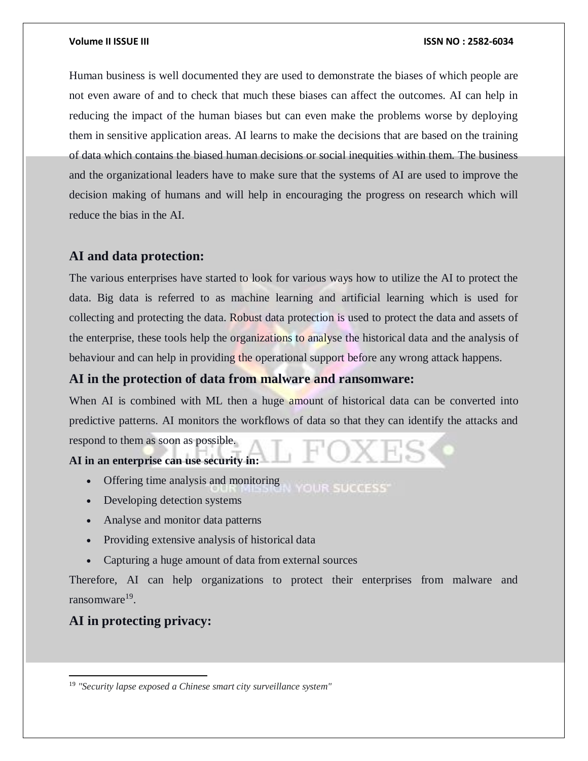Human business is well documented they are used to demonstrate the biases of which people are not even aware of and to check that much these biases can affect the outcomes. AI can help in reducing the impact of the human biases but can even make the problems worse by deploying them in sensitive application areas. AI learns to make the decisions that are based on the training of data which contains the biased human decisions or social inequities within them. The business and the organizational leaders have to make sure that the systems of AI are used to improve the decision making of humans and will help in encouraging the progress on research which will reduce the bias in the AI.

## AI and data protection:

The various enterprises have started to look for various ways how to utilize the AI to protect the data. Big data is referred to as machine learning and artificial learning which is used for collecting and protecting the data. Robust data protection is used to protect the data and assets of the enterprise, these tools help the organizations to analyse the historical data and the analysis of behaviour and can help in providing the operational support before any wrong attack happens.

## AI in the protection of data from malware and ransomware:

When AI is combined with ML then a huge amount of historical data can be converted into predictive patterns. AI monitors the workflows of data so that they can identify the attacks and respond to them as soon as possible.

**AI in an enterprise can use security in:**

- Offering time analysis and monitoring
- Developing detection systems
- Analyse and monitor data patterns
- Providing extensive analysis of historical data
- Capturing a huge amount of data from external sources

Therefore, AI can help organizations to protect their enterprises from malware and ransomware[19].

## AI in protecting privacy:

[19] *"Security lapse exposed a Chinese smart city surveillance system"*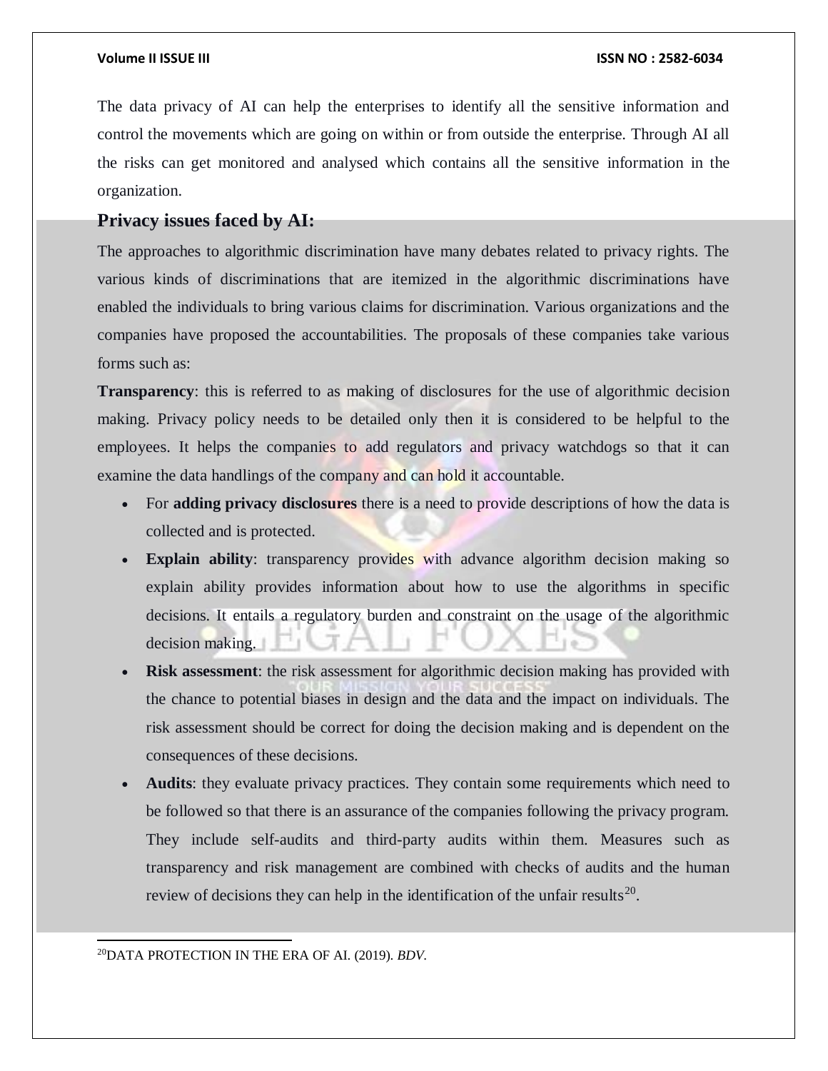The data privacy of AI can help the enterprises to identify all the sensitive information and control the movements which are going on within or from outside the enterprise. Through AI all the risks can get monitored and analysed which contains all the sensitive information in the organization.

## Privacy issues faced by AI:

The approaches to algorithmic discrimination have many debates related to privacy rights. The various kinds of discriminations that are itemized in the algorithmic discriminations have enabled the individuals to bring various claims for discrimination. Various organizations and the companies have proposed the accountabilities. The proposals of these companies take various forms such as:

**Transparency**: this is referred to as making of disclosures for the use of algorithmic decision making. Privacy policy needs to be detailed only then it is considered to be helpful to the employees. It helps the companies to add regulators and privacy watchdogs so that it can examine the data handlings of the company and can hold it accountable.

- For **adding privacy disclosures** there is a need to provide descriptions of how the data is collected and is protected.
- **Explain ability**: transparency provides with advance algorithm decision making so explain ability provides information about how to use the algorithms in specific decisions. It entails a regulatory burden and constraint on the usage of the algorithmic decision making.
- **Risk assessment**: the risk assessment for algorithmic decision making has provided with the chance to potential biases in design and the data and the impact on individuals. The risk assessment should be correct for doing the decision making and is dependent on the consequences of these decisions.
- **Audits**: they evaluate privacy practices. They contain some requirements which need to be followed so that there is an assurance of the companies following the privacy program. They include self-audits and third-party audits within them. Measures such as transparency and risk management are combined with checks of audits and the human review of decisions they can help in the identification of the unfair results[20].

---

[20] DATA PROTECTION IN THE ERA OF AI. (2019). *BDV*.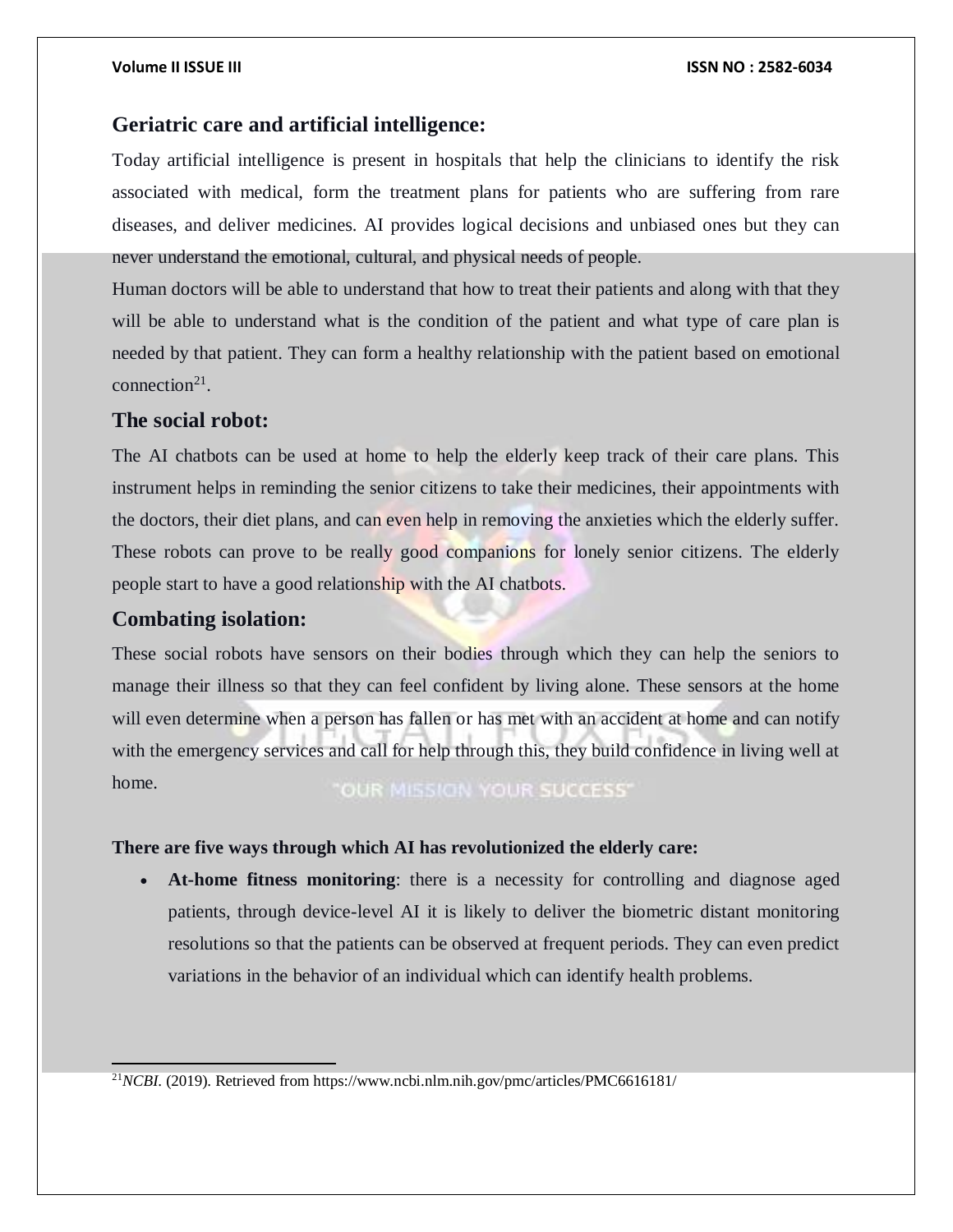## Geriatric care and artificial intelligence:

Today artificial intelligence is present in hospitals that help the clinicians to identify the risk associated with medical, form the treatment plans for patients who are suffering from rare diseases, and deliver medicines. AI provides logical decisions and unbiased ones but they can never understand the emotional, cultural, and physical needs of people.

Human doctors will be able to understand that how to treat their patients and along with that they will be able to understand what is the condition of the patient and what type of care plan is needed by that patient. They can form a healthy relationship with the patient based on emotional connection[21].

## The social robot:

The AI chatbots can be used at home to help the elderly keep track of their care plans. This instrument helps in reminding the senior citizens to take their medicines, their appointments with the doctors, their diet plans, and can even help in removing the anxieties which the elderly suffer. These robots can prove to be really good companions for lonely senior citizens. The elderly people start to have a good relationship with the AI chatbots.

## Combating isolation:

These social robots have sensors on their bodies through which they can help the seniors to manage their illness so that they can feel confident by living alone. These sensors at the home will even determine when a person has fallen or has met with an accident at home and can notify with the emergency services and call for help through this, they build confidence in living well at home.

**There are five ways through which AI has revolutionized the elderly care:**

- **At-home fitness monitoring**: there is a necessity for controlling and diagnose aged patients, through device-level AI it is likely to deliver the biometric distant monitoring resolutions so that the patients can be observed at frequent periods. They can even predict variations in the behavior of an individual which can identify health problems.

---

[21] *NCBI*. (2019). Retrieved from https://www.ncbi.nlm.nih.gov/pmc/articles/PMC6616181/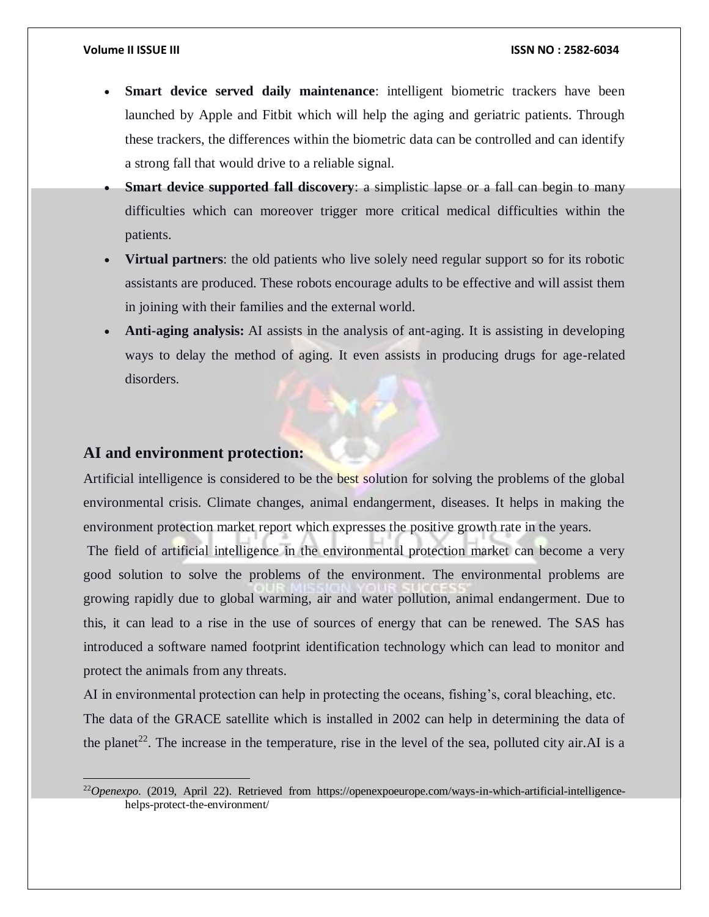- **Smart device served daily maintenance**: intelligent biometric trackers have been launched by Apple and Fitbit which will help the aging and geriatric patients. Through these trackers, the differences within the biometric data can be controlled and can identify a strong fall that would drive to a reliable signal.
- **Smart device supported fall discovery**: a simplistic lapse or a fall can begin to many difficulties which can moreover trigger more critical medical difficulties within the patients.
- **Virtual partners**: the old patients who live solely need regular support so for its robotic assistants are produced. These robots encourage adults to be effective and will assist them in joining with their families and the external world.
- **Anti-aging analysis:** AI assists in the analysis of ant-aging. It is assisting in developing ways to delay the method of aging. It even assists in producing drugs for age-related disorders.

## AI and environment protection:

Artificial intelligence is considered to be the best solution for solving the problems of the global environmental crisis. Climate changes, animal endangerment, diseases. It helps in making the environment protection market report which expresses the positive growth rate in the years.

The field of artificial intelligence in the environmental protection market can become a very good solution to solve the problems of the environment. The environmental problems are growing rapidly due to global warming, air and water pollution, animal endangerment. Due to this, it can lead to a rise in the use of sources of energy that can be renewed. The SAS has introduced a software named footprint identification technology which can lead to monitor and protect the animals from any threats.

AI in environmental protection can help in protecting the oceans, fishing's, coral bleaching, etc.

The data of the GRACE satellite which is installed in 2002 can help in determining the data of the planet[22]. The increase in the temperature, rise in the level of the sea, polluted city air.AI is a

---

[22] *Openexpo*. (2019, April 22). Retrieved from https://openexpoeurope.com/ways-in-which-artificial-intelligence-helps-protect-the-environment/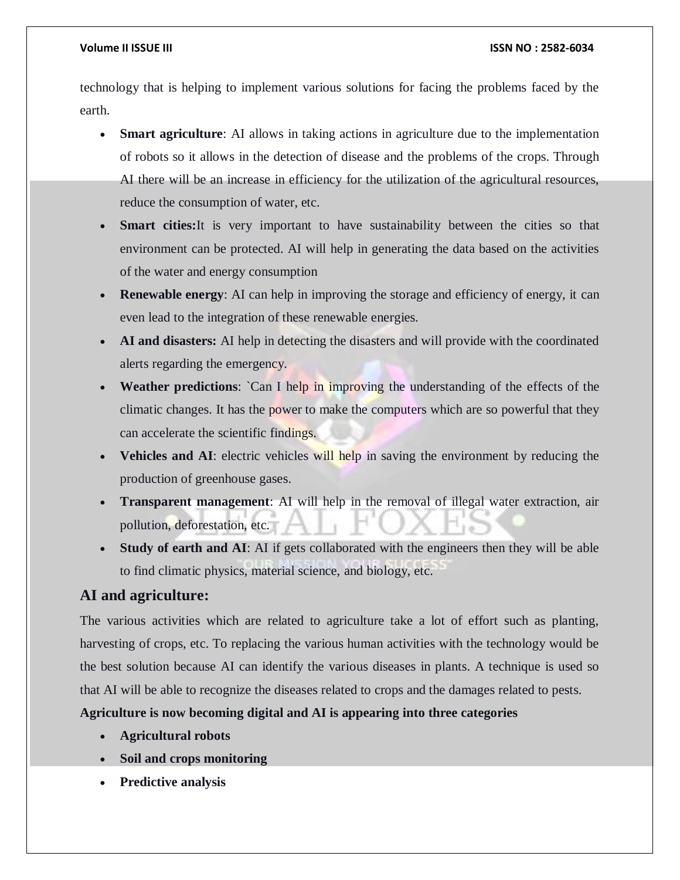technology that is helping to implement various solutions for facing the problems faced by the earth.

- **Smart agriculture**: AI allows in taking actions in agriculture due to the implementation of robots so it allows in the detection of disease and the problems of the crops. Through AI there will be an increase in efficiency for the utilization of the agricultural resources, reduce the consumption of water, etc.
- **Smart cities:**It is very important to have sustainability between the cities so that environment can be protected. AI will help in generating the data based on the activities of the water and energy consumption
- **Renewable energy**: AI can help in improving the storage and efficiency of energy, it can even lead to the integration of these renewable energies.
- **AI and disasters:** AI help in detecting the disasters and will provide with the coordinated alerts regarding the emergency.
- **Weather predictions**: `Can I help in improving the understanding of the effects of the climatic changes. It has the power to make the computers which are so powerful that they can accelerate the scientific findings.
- **Vehicles and AI**: electric vehicles will help in saving the environment by reducing the production of greenhouse gases.
- **Transparent management**: AI will help in the removal of illegal water extraction, air pollution, deforestation, etc.
- **Study of earth and AI**: AI if gets collaborated with the engineers then they will be able to find climatic physics, material science, and biology, etc.

## AI and agriculture:

The various activities which are related to agriculture take a lot of effort such as planting, harvesting of crops, etc. To replacing the various human activities with the technology would be the best solution because AI can identify the various diseases in plants. A technique is used so that AI will be able to recognize the diseases related to crops and the damages related to pests.

**Agriculture is now becoming digital and AI is appearing into three categories**

- **Agricultural robots**
- **Soil and crops monitoring**
- **Predictive analysis**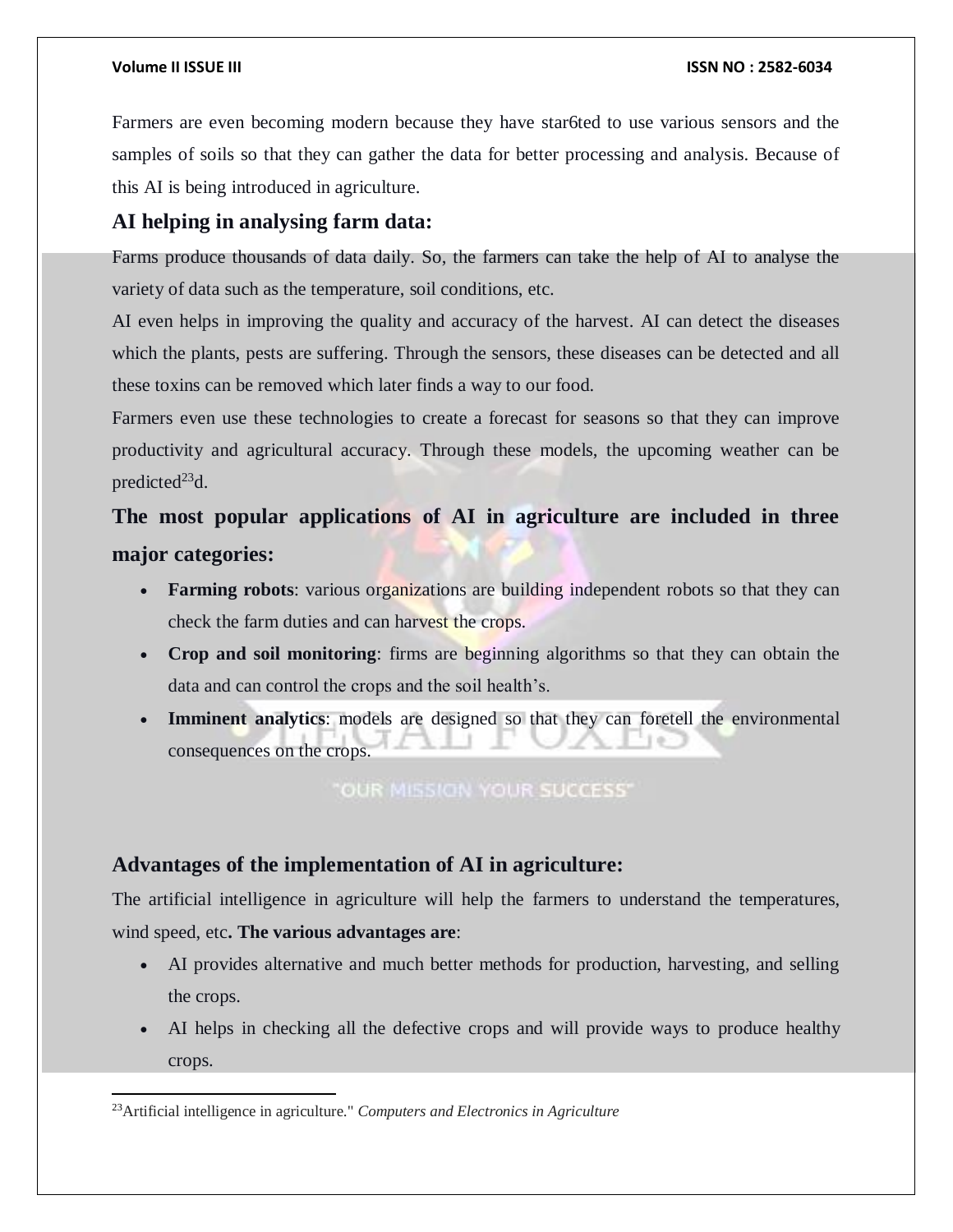Farmers are even becoming modern because they have star6ted to use various sensors and the samples of soils so that they can gather the data for better processing and analysis. Because of this AI is being introduced in agriculture.

## AI helping in analysing farm data:

Farms produce thousands of data daily. So, the farmers can take the help of AI to analyse the variety of data such as the temperature, soil conditions, etc.

AI even helps in improving the quality and accuracy of the harvest. AI can detect the diseases which the plants, pests are suffering. Through the sensors, these diseases can be detected and all these toxins can be removed which later finds a way to our food.

Farmers even use these technologies to create a forecast for seasons so that they can improve productivity and agricultural accuracy. Through these models, the upcoming weather can be predicted[23]d.

## The most popular applications of AI in agriculture are included in three major categories:

- **Farming robots**: various organizations are building independent robots so that they can check the farm duties and can harvest the crops.
- **Crop and soil monitoring**: firms are beginning algorithms so that they can obtain the data and can control the crops and the soil health's.
- **Imminent analytics**: models are designed so that they can foretell the environmental consequences on the crops.

## Advantages of the implementation of AI in agriculture:

The artificial intelligence in agriculture will help the farmers to understand the temperatures, wind speed, etc**. The various advantages are**:

- AI provides alternative and much better methods for production, harvesting, and selling the crops.
- AI helps in checking all the defective crops and will provide ways to produce healthy crops.

---

[23]Artificial intelligence in agriculture." *Computers and Electronics in Agriculture*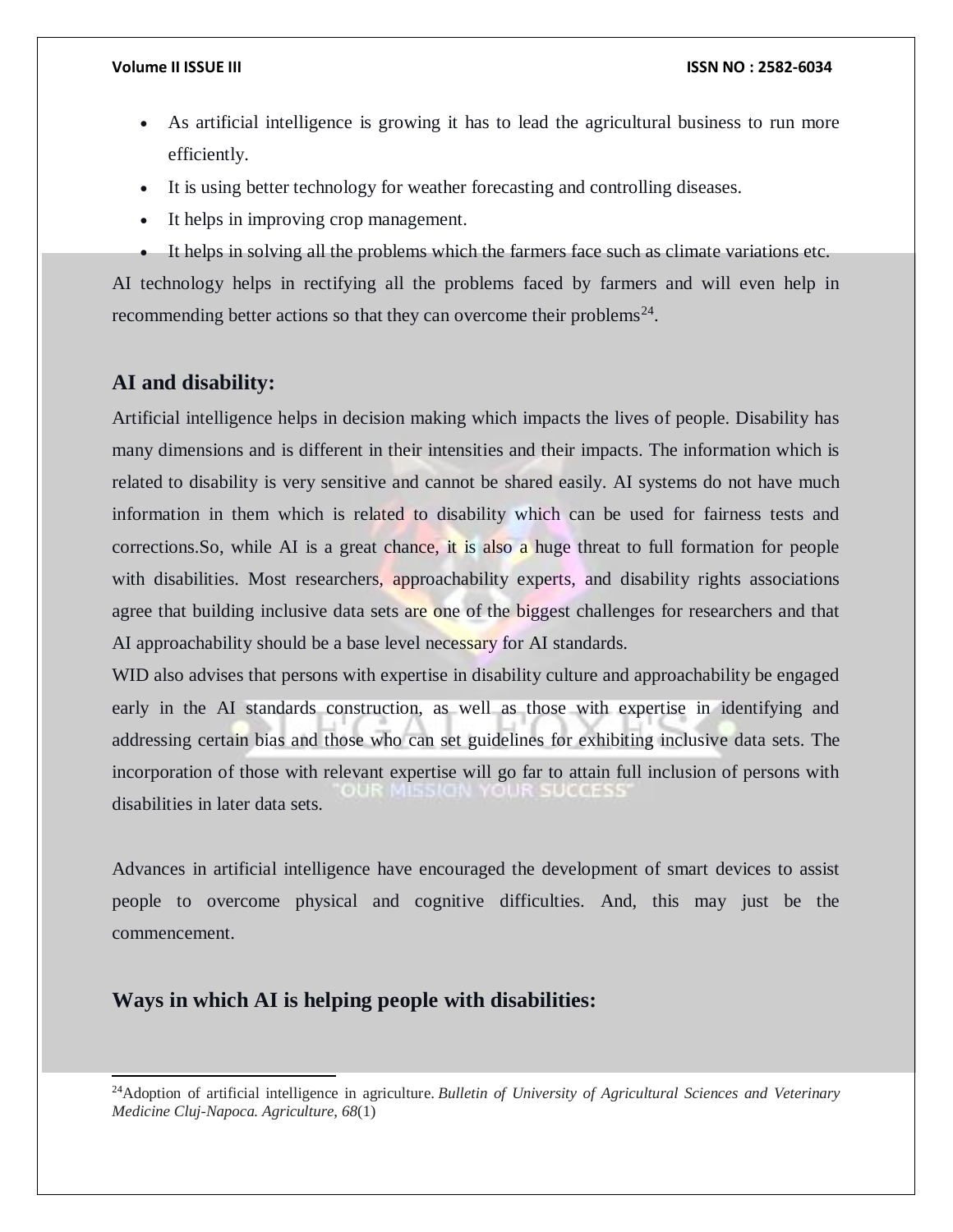- As artificial intelligence is growing it has to lead the agricultural business to run more efficiently.
- It is using better technology for weather forecasting and controlling diseases.
- It helps in improving crop management.
- It helps in solving all the problems which the farmers face such as climate variations etc.

AI technology helps in rectifying all the problems faced by farmers and will even help in recommending better actions so that they can overcome their problems[24].

## AI and disability:

Artificial intelligence helps in decision making which impacts the lives of people. Disability has many dimensions and is different in their intensities and their impacts. The information which is related to disability is very sensitive and cannot be shared easily. AI systems do not have much information in them which is related to disability which can be used for fairness tests and corrections.So, while AI is a great chance, it is also a huge threat to full formation for people with disabilities. Most researchers, approachability experts, and disability rights associations agree that building inclusive data sets are one of the biggest challenges for researchers and that AI approachability should be a base level necessary for AI standards.

WID also advises that persons with expertise in disability culture and approachability be engaged early in the AI standards construction, as well as those with expertise in identifying and addressing certain bias and those who can set guidelines for exhibiting inclusive data sets. The incorporation of those with relevant expertise will go far to attain full inclusion of persons with disabilities in later data sets.

Advances in artificial intelligence have encouraged the development of smart devices to assist people to overcome physical and cognitive difficulties. And, this may just be the commencement.

## Ways in which AI is helping people with disabilities:

---

[24]Adoption of artificial intelligence in agriculture. *Bulletin of University of Agricultural Sciences and Veterinary Medicine Cluj-Napoca. Agriculture*, *68*(1)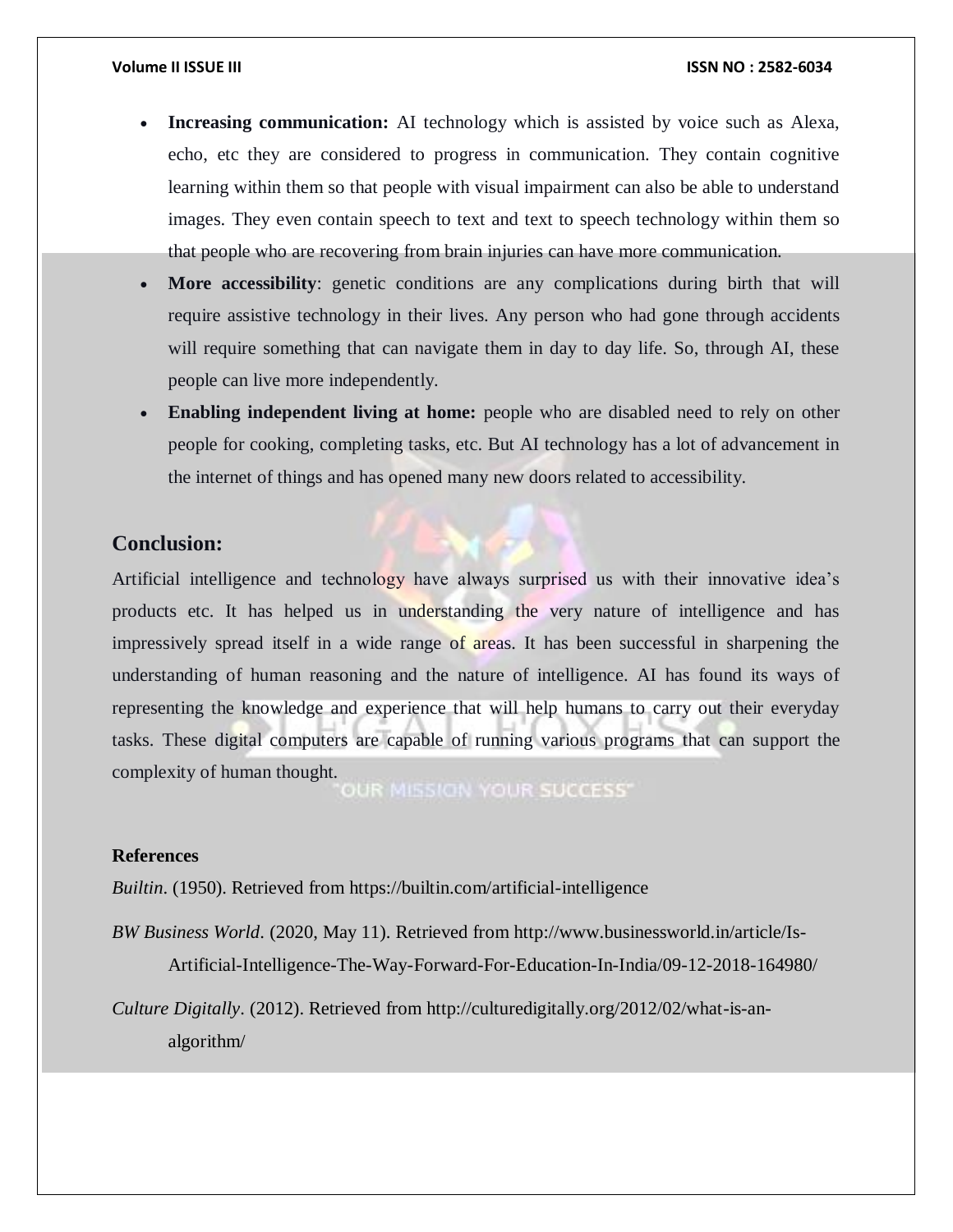- **Increasing communication:** AI technology which is assisted by voice such as Alexa, echo, etc they are considered to progress in communication. They contain cognitive learning within them so that people with visual impairment can also be able to understand images. They even contain speech to text and text to speech technology within them so that people who are recovering from brain injuries can have more communication.
- **More accessibility**: genetic conditions are any complications during birth that will require assistive technology in their lives. Any person who had gone through accidents will require something that can navigate them in day to day life. So, through AI, these people can live more independently.
- **Enabling independent living at home:** people who are disabled need to rely on other people for cooking, completing tasks, etc. But AI technology has a lot of advancement in the internet of things and has opened many new doors related to accessibility.

## Conclusion:

Artificial intelligence and technology have always surprised us with their innovative idea's products etc. It has helped us in understanding the very nature of intelligence and has impressively spread itself in a wide range of areas. It has been successful in sharpening the understanding of human reasoning and the nature of intelligence. AI has found its ways of representing the knowledge and experience that will help humans to carry out their everyday tasks. These digital computers are capable of running various programs that can support the complexity of human thought.

**References**

*Builtin*. (1950). Retrieved from https://builtin.com/artificial-intelligence

*BW Business World*. (2020, May 11). Retrieved from http://www.businessworld.in/article/Is-Artificial-Intelligence-The-Way-Forward-For-Education-In-India/09-12-2018-164980/

*Culture Digitally*. (2012). Retrieved from http://culturedigitally.org/2012/02/what-is-an-algorithm/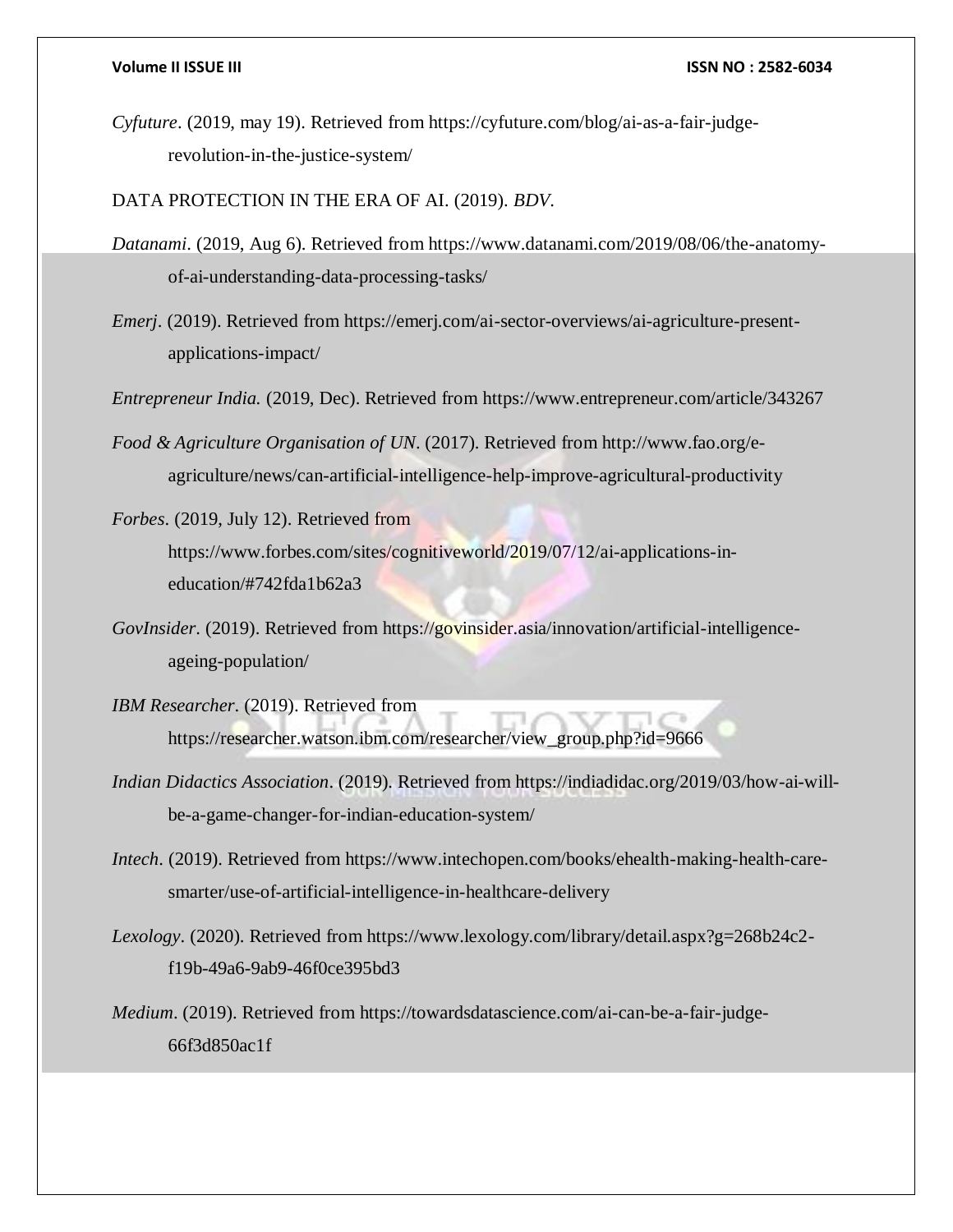*Cyfuture*. (2019, may 19). Retrieved from https://cyfuture.com/blog/ai-as-a-fair-judge-revolution-in-the-justice-system/

DATA PROTECTION IN THE ERA OF AI. (2019). *BDV*.

*Datanami*. (2019, Aug 6). Retrieved from https://www.datanami.com/2019/08/06/the-anatomy-of-ai-understanding-data-processing-tasks/

*Emerj*. (2019). Retrieved from https://emerj.com/ai-sector-overviews/ai-agriculture-present-applications-impact/

*Entrepreneur India.* (2019, Dec). Retrieved from https://www.entrepreneur.com/article/343267

*Food & Agriculture Organisation of UN*. (2017). Retrieved from http://www.fao.org/e-agriculture/news/can-artificial-intelligence-help-improve-agricultural-productivity

*Forbes*. (2019, July 12). Retrieved from https://www.forbes.com/sites/cognitiveworld/2019/07/12/ai-applications-in-education/#742fda1b62a3

*GovInsider*. (2019). Retrieved from https://govinsider.asia/innovation/artificial-intelligence-ageing-population/

*IBM Researcher*. (2019). Retrieved from https://researcher.watson.ibm.com/researcher/view_group.php?id=9666

*Indian Didactics Association*. (2019). Retrieved from https://indiadidac.org/2019/03/how-ai-will-be-a-game-changer-for-indian-education-system/

*Intech*. (2019). Retrieved from https://www.intechopen.com/books/ehealth-making-health-care-smarter/use-of-artificial-intelligence-in-healthcare-delivery

*Lexology*. (2020). Retrieved from https://www.lexology.com/library/detail.aspx?g=268b24c2-f19b-49a6-9ab9-46f0ce395bd3

*Medium*. (2019). Retrieved from https://towardsdatascience.com/ai-can-be-a-fair-judge-66f3d850ac1f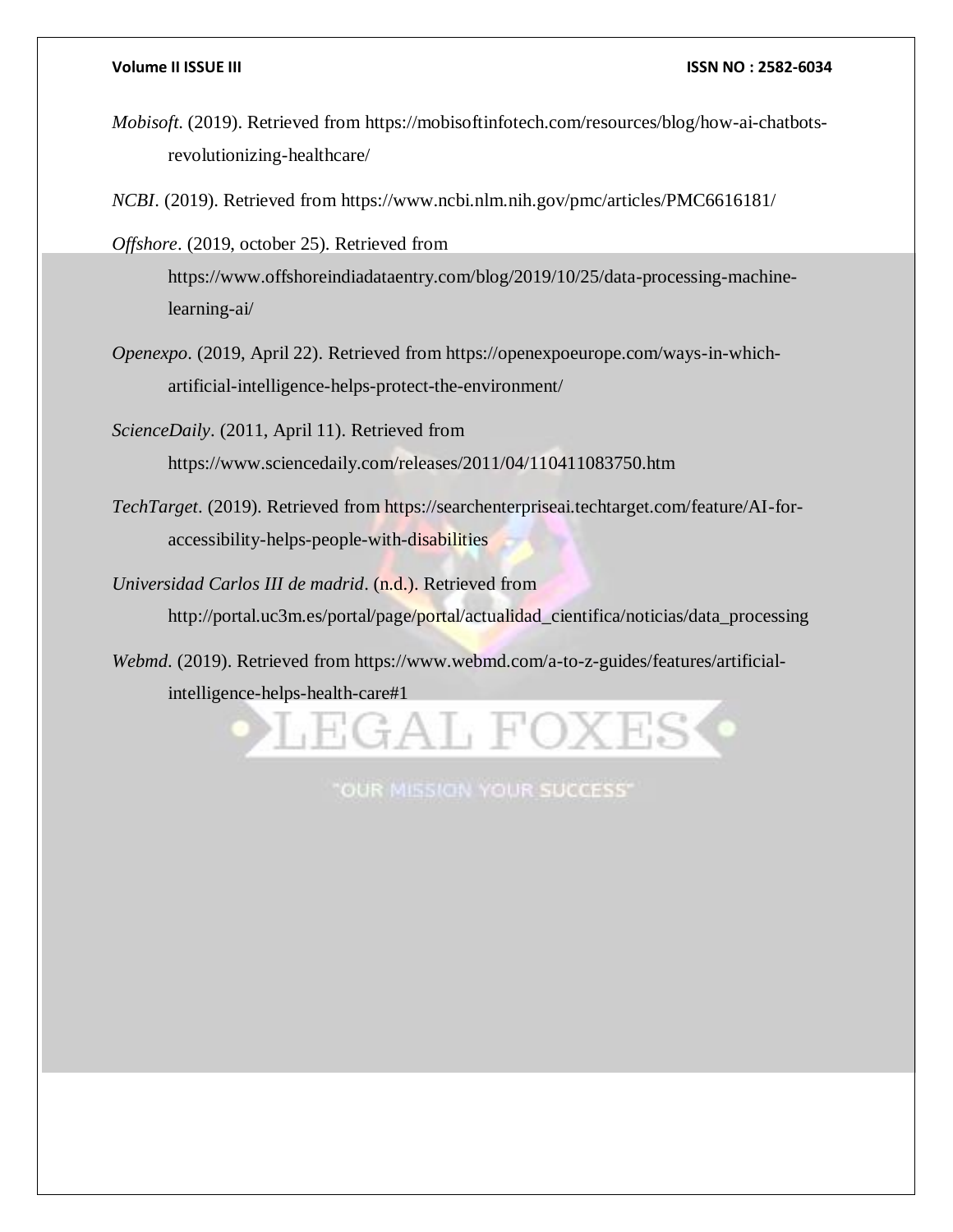*Mobisoft*. (2019). Retrieved from https://mobisoftinfotech.com/resources/blog/how-ai-chatbots-revolutionizing-healthcare/

*NCBI*. (2019). Retrieved from https://www.ncbi.nlm.nih.gov/pmc/articles/PMC6616181/

*Offshore*. (2019, october 25). Retrieved from https://www.offshoreindiadataentry.com/blog/2019/10/25/data-processing-machine-learning-ai/

*Openexpo*. (2019, April 22). Retrieved from https://openexpoeurope.com/ways-in-which-artificial-intelligence-helps-protect-the-environment/

*ScienceDaily*. (2011, April 11). Retrieved from https://www.sciencedaily.com/releases/2011/04/110411083750.htm

*TechTarget*. (2019). Retrieved from https://searchenterpriseai.techtarget.com/feature/AI-for-accessibility-helps-people-with-disabilities

*Universidad Carlos III de madrid*. (n.d.). Retrieved from http://portal.uc3m.es/portal/page/portal/actualidad_cientifica/noticias/data_processing

*Webmd*. (2019). Retrieved from https://www.webmd.com/a-to-z-guides/features/artificial-intelligence-helps-health-care#1